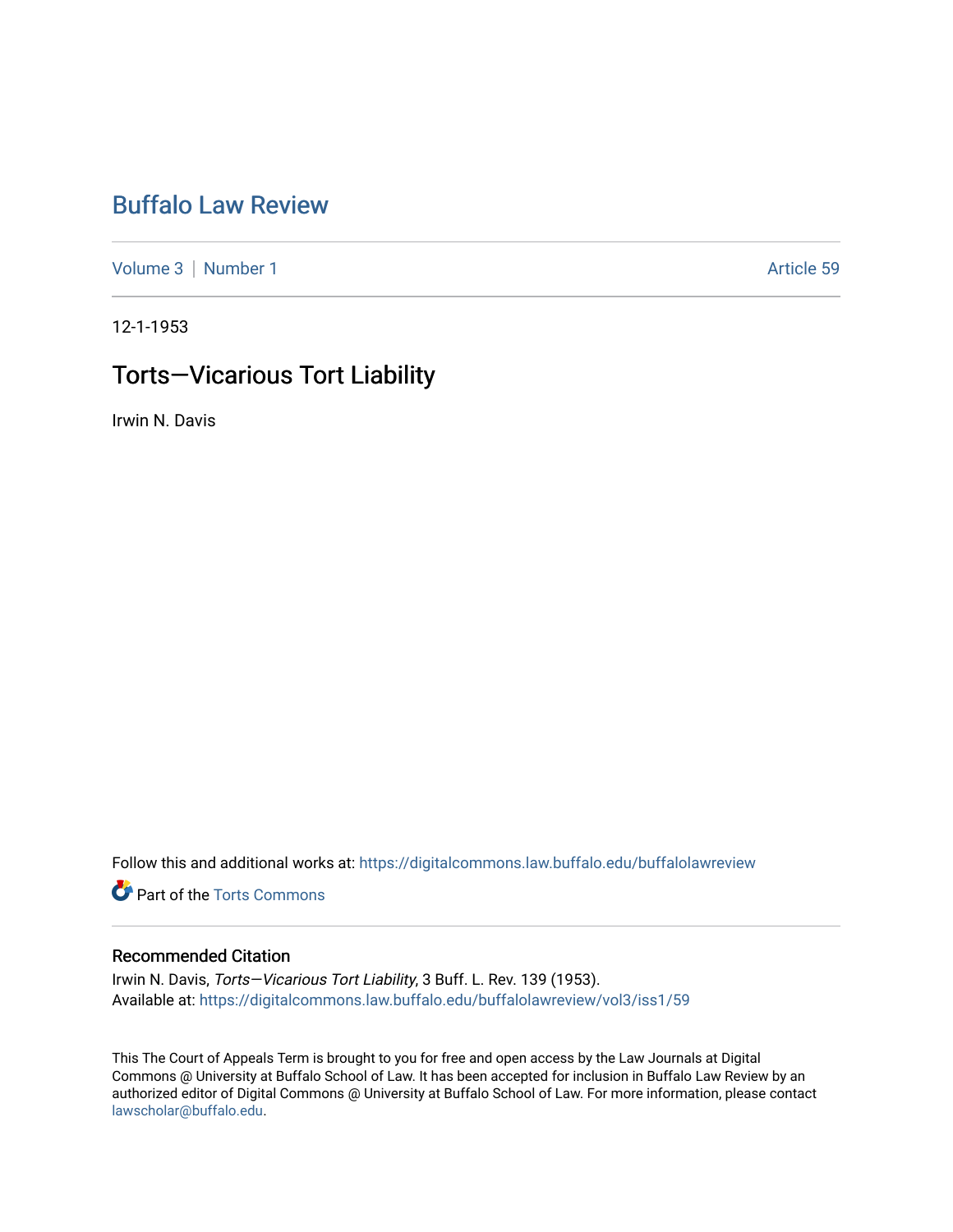# Buffalo Law Review

Volume 3 | Number 1 Article 59

12-1-1953

## Torts—Vicarious Tort Liability

Irwin N. Davis

Follow this and additional works at: https://digitalcommons.law.buffalo.edu/buffalolawreview

Part of the Torts Commons

### Recommended Citation

Irwin N. Davis, *Torts—Vicarious Tort Liability*, 3 Buff. L. Rev. 139 (1953).
Available at: https://digitalcommons.law.buffalo.edu/buffalolawreview/vol3/iss1/59

This The Court of Appeals Term is brought to you for free and open access by the Law Journals at Digital Commons @ University at Buffalo School of Law. It has been accepted for inclusion in Buffalo Law Review by an authorized editor of Digital Commons @ University at Buffalo School of Law. For more information, please contact lawscholar@buffalo.edu.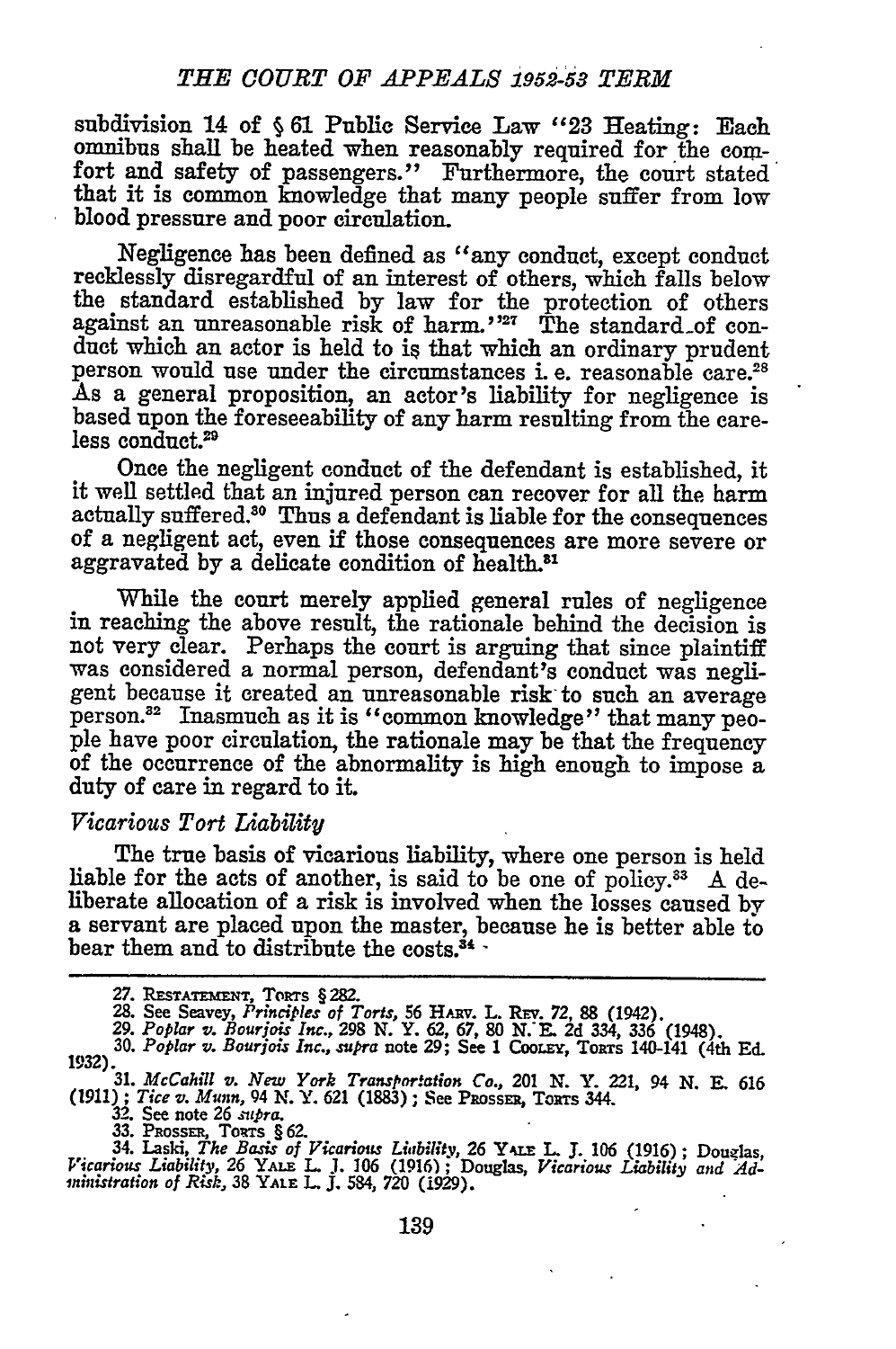subdivision 14 of § 61 Public Service Law "23 Heating: Each omnibus shall be heated when reasonably required for the comfort and safety of passengers." Furthermore, the court stated that it is common knowledge that many people suffer from low blood pressure and poor circulation.

Negligence has been defined as "any conduct, except conduct recklessly disregardful of an interest of others, which falls below the standard established by law for the protection of others against an unreasonable risk of harm."[27] The standard of conduct which an actor is held to is that which an ordinary prudent person would use under the circumstances i. e. reasonable care.[28] As a general proposition, an actor's liability for negligence is based upon the foreseeability of any harm resulting from the careless conduct.[29]

Once the negligent conduct of the defendant is established, it it well settled that an injured person can recover for all the harm actually suffered.[30] Thus a defendant is liable for the consequences of a negligent act, even if those consequences are more severe or aggravated by a delicate condition of health.[31]

While the court merely applied general rules of negligence in reaching the above result, the rationale behind the decision is not very clear. Perhaps the court is arguing that since plaintiff was considered a normal person, defendant's conduct was negligent because it created an unreasonable risk to such an average person.[32] Inasmuch as it is "common knowledge" that many people have poor circulation, the rationale may be that the frequency of the occurrence of the abnormality is high enough to impose a duty of care in regard to it.

### *Vicarious Tort Liability*

The true basis of vicarious liability, where one person is held liable for the acts of another, is said to be one of policy.[33] A deliberate allocation of a risk is involved when the losses caused by a servant are placed upon the master, because he is better able to bear them and to distribute the costs.[34]

---

27. RESTATEMENT, TORTS § 282.
28. See Seavey, *Principles of Torts*, 56 HARV. L. REV. 72, 88 (1942).
29. *Poplar v. Bourjois Inc.*, 298 N. Y. 62, 67, 80 N. E. 2d 334, 336 (1948).
30. *Poplar v. Bourjois Inc.*, *supra* note 29; See 1 COOLEY, TORTS 140-141 (4th Ed. 1932).
31. *McCahill v. New York Transportation Co.*, 201 N. Y. 221, 94 N. E. 616 (1911); *Tice v. Munn*, 94 N. Y. 621 (1883); See PROSSER, TORTS 344.
32. See note 26 *supra*.
33. PROSSER, TORTS § 62.
34. Laski, *The Basis of Vicarious Liability*, 26 YALE L. J. 106 (1916); Douglas, *Vicarious Liability*, 26 YALE L. J. 106 (1916); Douglas, *Vicarious Liability and Administration of Risk*, 38 YALE L. J. 584, 720 (1929).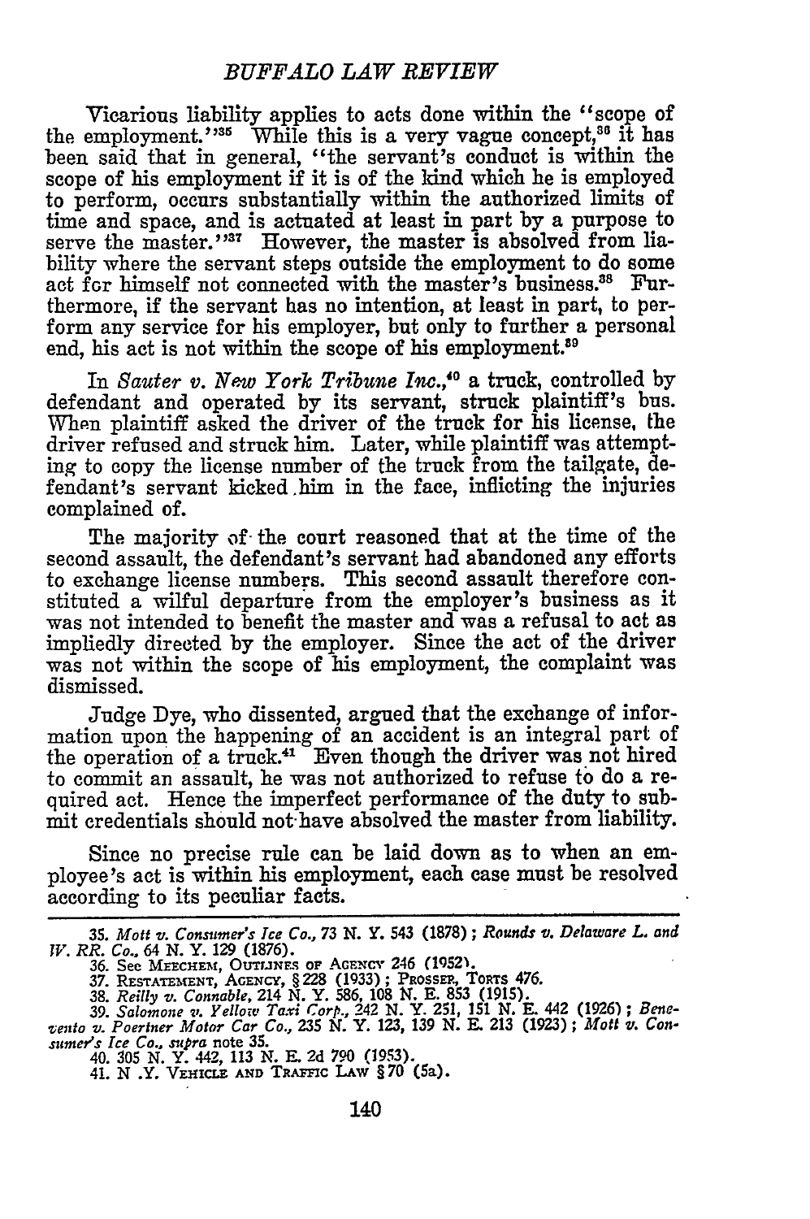Vicarious liability applies to acts done within the "scope of the employment."[35] While this is a very vague concept,[36] it has been said that in general, "the servant's conduct is within the scope of his employment if it is of the kind which he is employed to perform, occurs substantially within the authorized limits of time and space, and is actuated at least in part by a purpose to serve the master."[37] However, the master is absolved from liability where the servant steps outside the employment to do some act for himself not connected with the master's business.[38] Furthermore, if the servant has no intention, at least in part, to perform any service for his employer, but only to further a personal end, his act is not within the scope of his employment.[39]

In *Sauter v. New York Tribune Inc.*,[40] a truck, controlled by defendant and operated by its servant, struck plaintiff's bus. When plaintiff asked the driver of the truck for his license, the driver refused and struck him. Later, while plaintiff was attempting to copy the license number of the truck from the tailgate, defendant's servant kicked him in the face, inflicting the injuries complained of.

The majority of the court reasoned that at the time of the second assault, the defendant's servant had abandoned any efforts to exchange license numbers. This second assault therefore constituted a wilful departure from the employer's business as it was not intended to benefit the master and was a refusal to act as impliedly directed by the employer. Since the act of the driver was not within the scope of his employment, the complaint was dismissed.

Judge Dye, who dissented, argued that the exchange of information upon the happening of an accident is an integral part of the operation of a truck.[41] Even though the driver was not hired to commit an assault, he was not authorized to refuse to do a required act. Hence the imperfect performance of the duty to submit credentials should not have absolved the master from liability.

Since no precise rule can be laid down as to when an employee's act is within his employment, each case must be resolved according to its peculiar facts.

---

35. *Mott v. Consumer's Ice Co.*, 73 N. Y. 543 (1878); *Rounds v. Delaware L. and W. RR. Co.*, 64 N. Y. 129 (1876).

36. See MEECHEM, OUTLINES OF AGENCY 246 (1952).

37. RESTATEMENT, AGENCY, § 228 (1933); PROSSER, TORTS 476.

38. *Reilly v. Connable*, 214 N. Y. 586, 108 N. E. 853 (1915).

39. *Salomone v. Yellow Taxi Corp.*, 242 N. Y. 251, 151 N. E. 442 (1926); *Benevento v. Poertner Motor Car Co.*, 235 N. Y. 123, 139 N. E. 213 (1923); *Mott v. Consumer's Ice Co.*, *supra* note 35.

40. 305 N. Y. 442, 113 N. E. 2d 790 (1953).

41. N. Y. VEHICLE AND TRAFFIC LAW § 70 (5a).